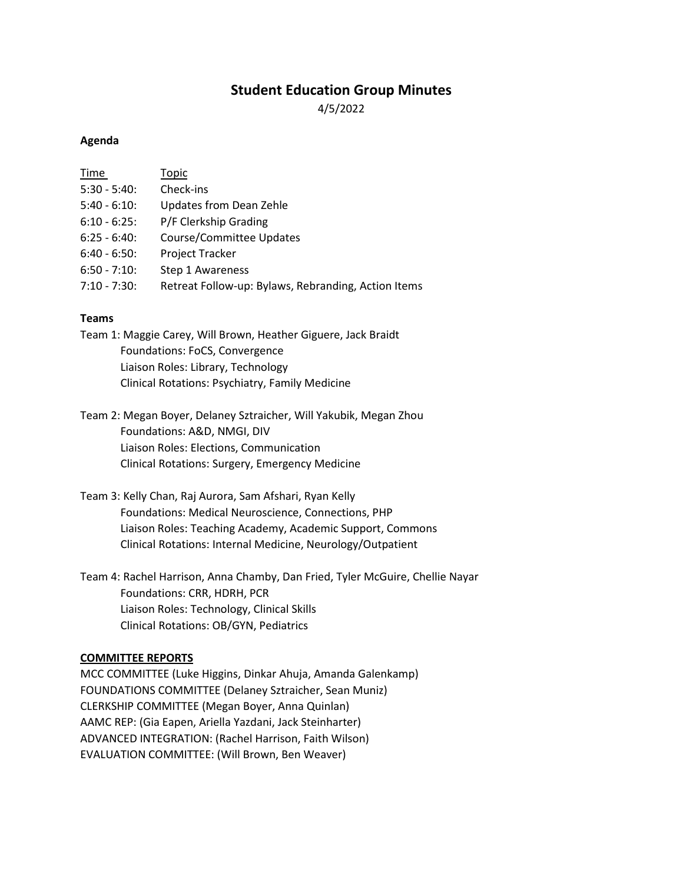# Student Education Group Minutes

4/5/2022

**Agenda**

| Time | Topic |
| --- | --- |
| 5:30 - 5:40: | Check-ins |
| 5:40 - 6:10: | Updates from Dean Zehle |
| 6:10 - 6:25: | P/F Clerkship Grading |
| 6:25 - 6:40: | Course/Committee Updates |
| 6:40 - 6:50: | Project Tracker |
| 6:50 - 7:10: | Step 1 Awareness |
| 7:10 - 7:30: | Retreat Follow-up: Bylaws, Rebranding, Action Items |

**Teams**

Team 1: Maggie Carey, Will Brown, Heather Giguere, Jack Braidt
- Foundations: FoCS, Convergence
- Liaison Roles: Library, Technology
- Clinical Rotations: Psychiatry, Family Medicine

Team 2: Megan Boyer, Delaney Sztraicher, Will Yakubik, Megan Zhou
- Foundations: A&D, NMGI, DIV
- Liaison Roles: Elections, Communication
- Clinical Rotations: Surgery, Emergency Medicine

Team 3: Kelly Chan, Raj Aurora, Sam Afshari, Ryan Kelly
- Foundations: Medical Neuroscience, Connections, PHP
- Liaison Roles: Teaching Academy, Academic Support, Commons
- Clinical Rotations: Internal Medicine, Neurology/Outpatient

Team 4: Rachel Harrison, Anna Chamby, Dan Fried, Tyler McGuire, Chellie Nayar
- Foundations: CRR, HDRH, PCR
- Liaison Roles: Technology, Clinical Skills
- Clinical Rotations: OB/GYN, Pediatrics

**COMMITTEE REPORTS**

MCC COMMITTEE (Luke Higgins, Dinkar Ahuja, Amanda Galenkamp)
FOUNDATIONS COMMITTEE (Delaney Sztraicher, Sean Muniz)
CLERKSHIP COMMITTEE (Megan Boyer, Anna Quinlan)
AAMC REP: (Gia Eapen, Ariella Yazdani, Jack Steinharter)
ADVANCED INTEGRATION: (Rachel Harrison, Faith Wilson)
EVALUATION COMMITTEE: (Will Brown, Ben Weaver)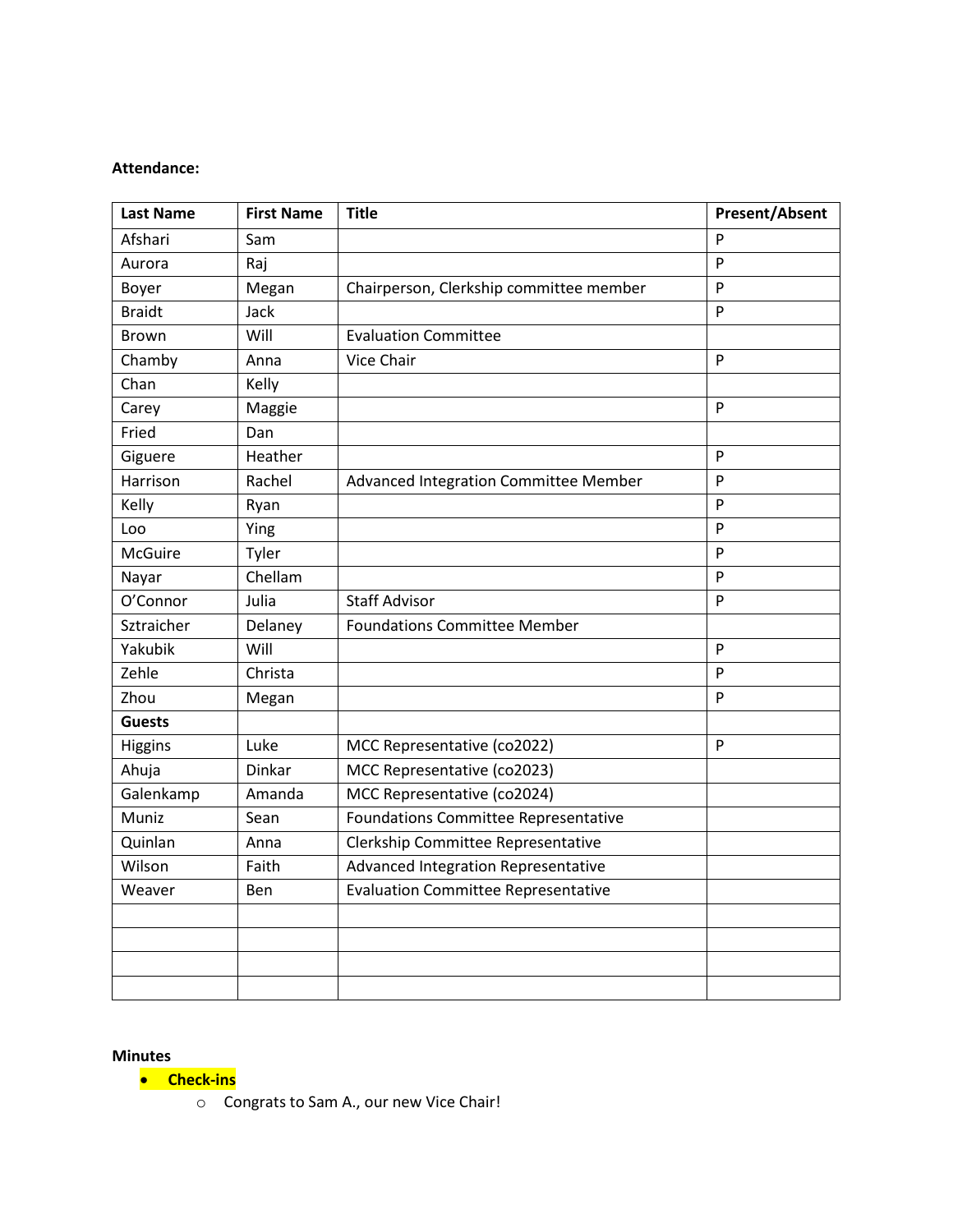**Attendance:**

| Last Name | First Name | Title | Present/Absent |
|---|---|---|---|
| Afshari | Sam | | P |
| Aurora | Raj | | P |
| Boyer | Megan | Chairperson, Clerkship committee member | P |
| Braidt | Jack | | P |
| Brown | Will | Evaluation Committee | |
| Chamby | Anna | Vice Chair | P |
| Chan | Kelly | | |
| Carey | Maggie | | P |
| Fried | Dan | | |
| Giguere | Heather | | P |
| Harrison | Rachel | Advanced Integration Committee Member | P |
| Kelly | Ryan | | P |
| Loo | Ying | | P |
| McGuire | Tyler | | P |
| Nayar | Chellam | | P |
| O'Connor | Julia | Staff Advisor | P |
| Sztraicher | Delaney | Foundations Committee Member | |
| Yakubik | Will | | P |
| Zehle | Christa | | P |
| Zhou | Megan | | P |
| **Guests** | | | |
| Higgins | Luke | MCC Representative (co2022) | P |
| Ahuja | Dinkar | MCC Representative (co2023) | |
| Galenkamp | Amanda | MCC Representative (co2024) | |
| Muniz | Sean | Foundations Committee Representative | |
| Quinlan | Anna | Clerkship Committee Representative | |
| Wilson | Faith | Advanced Integration Representative | |
| Weaver | Ben | Evaluation Committee Representative | |
| | | | |
| | | | |
| | | | |
| | | | |

**Minutes**

- **Check-ins**
  - Congrats to Sam A., our new Vice Chair!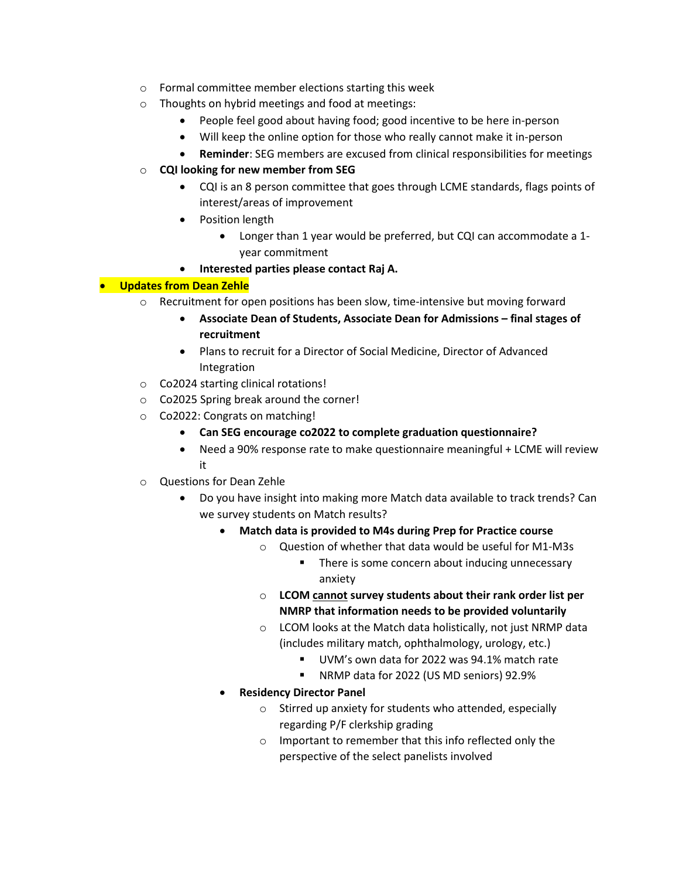- Formal committee member elections starting this week
- Thoughts on hybrid meetings and food at meetings:
  - People feel good about having food; good incentive to be here in-person
  - Will keep the online option for those who really cannot make it in-person
  - **Reminder**: SEG members are excused from clinical responsibilities for meetings
- **CQI looking for new member from SEG**
  - CQI is an 8 person committee that goes through LCME standards, flags points of interest/areas of improvement
  - Position length
    - Longer than 1 year would be preferred, but CQI can accommodate a 1-year commitment
  - **Interested parties please contact Raj A.**

- **Updates from Dean Zehle**
  - Recruitment for open positions has been slow, time-intensive but moving forward
    - **Associate Dean of Students, Associate Dean for Admissions – final stages of recruitment**
    - Plans to recruit for a Director of Social Medicine, Director of Advanced Integration
  - Co2024 starting clinical rotations!
  - Co2025 Spring break around the corner!
  - Co2022: Congrats on matching!
    - **Can SEG encourage co2022 to complete graduation questionnaire?**
    - Need a 90% response rate to make questionnaire meaningful + LCME will review it
  - Questions for Dean Zehle
    - Do you have insight into making more Match data available to track trends? Can we survey students on Match results?
      - **Match data is provided to M4s during Prep for Practice course**
        - Question of whether that data would be useful for M1-M3s
          - There is some concern about inducing unnecessary anxiety
        - **LCOM <u>cannot</u> survey students about their rank order list per NMRP that information needs to be provided voluntarily**
        - LCOM looks at the Match data holistically, not just NRMP data (includes military match, ophthalmology, urology, etc.)
          - UVM's own data for 2022 was 94.1% match rate
          - NRMP data for 2022 (US MD seniors) 92.9%
      - **Residency Director Panel**
        - Stirred up anxiety for students who attended, especially regarding P/F clerkship grading
        - Important to remember that this info reflected only the perspective of the select panelists involved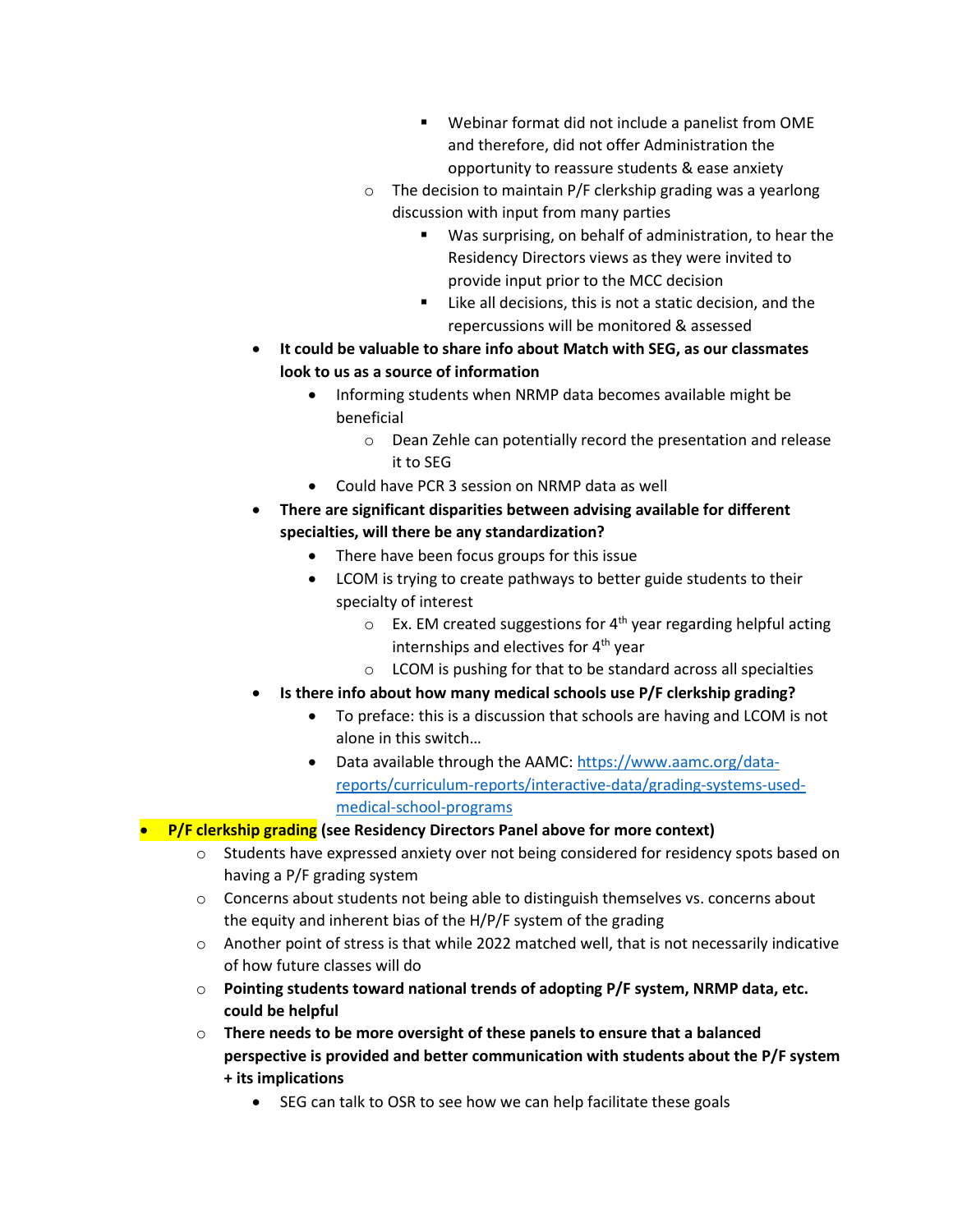- Webinar format did not include a panelist from OME and therefore, did not offer Administration the opportunity to reassure students & ease anxiety
        - The decision to maintain P/F clerkship grading was a yearlong discussion with input from many parties
            - Was surprising, on behalf of administration, to hear the Residency Directors views as they were invited to provide input prior to the MCC decision
            - Like all decisions, this is not a static decision, and the repercussions will be monitored & assessed
    - **It could be valuable to share info about Match with SEG, as our classmates look to us as a source of information**
        - Informing students when NRMP data becomes available might be beneficial
            - Dean Zehle can potentially record the presentation and release it to SEG
        - Could have PCR 3 session on NRMP data as well
    - **There are significant disparities between advising available for different specialties, will there be any standardization?**
        - There have been focus groups for this issue
        - LCOM is trying to create pathways to better guide students to their specialty of interest
            - Ex. EM created suggestions for 4th year regarding helpful acting internships and electives for 4th year
            - LCOM is pushing for that to be standard across all specialties
    - **Is there info about how many medical schools use P/F clerkship grading?**
        - To preface: this is a discussion that schools are having and LCOM is not alone in this switch…
        - Data available through the AAMC: [https://www.aamc.org/data-reports/curriculum-reports/interactive-data/grading-systems-used-medical-school-programs](https://www.aamc.org/data-reports/curriculum-reports/interactive-data/grading-systems-used-medical-school-programs)
- **P/F clerkship grading (see Residency Directors Panel above for more context)**
    - Students have expressed anxiety over not being considered for residency spots based on having a P/F grading system
    - Concerns about students not being able to distinguish themselves vs. concerns about the equity and inherent bias of the H/P/F system of the grading
    - Another point of stress is that while 2022 matched well, that is not necessarily indicative of how future classes will do
    - **Pointing students toward national trends of adopting P/F system, NRMP data, etc. could be helpful**
    - **There needs to be more oversight of these panels to ensure that a balanced perspective is provided and better communication with students about the P/F system + its implications**
        - SEG can talk to OSR to see how we can help facilitate these goals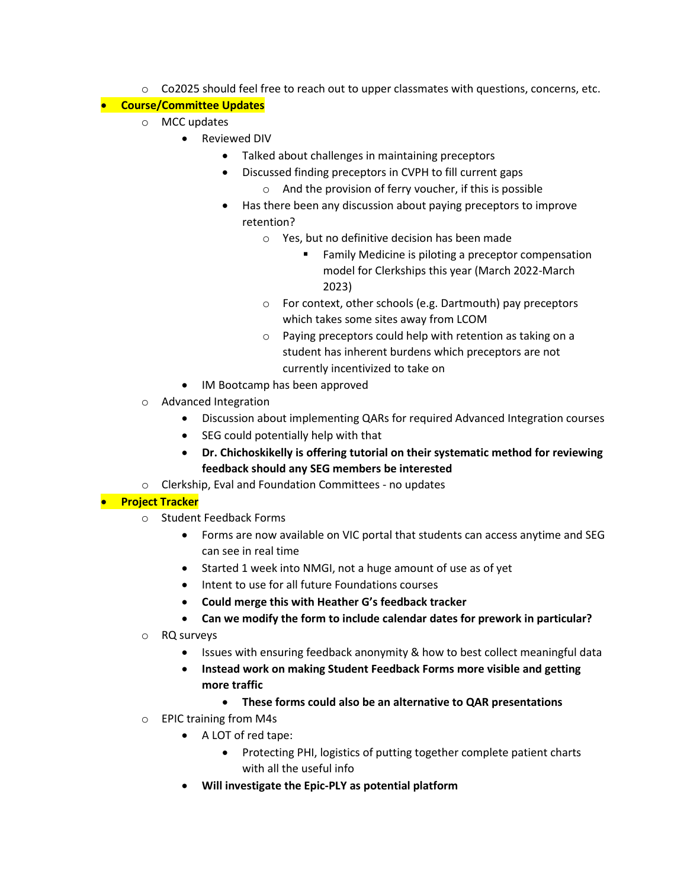- Co2025 should feel free to reach out to upper classmates with questions, concerns, etc.

- **Course/Committee Updates**
  - MCC updates
    - Reviewed DIV
      - Talked about challenges in maintaining preceptors
      - Discussed finding preceptors in CVPH to fill current gaps
        - And the provision of ferry voucher, if this is possible
      - Has there been any discussion about paying preceptors to improve retention?
        - Yes, but no definitive decision has been made
          - Family Medicine is piloting a preceptor compensation model for Clerkships this year (March 2022-March 2023)
        - For context, other schools (e.g. Dartmouth) pay preceptors which takes some sites away from LCOM
        - Paying preceptors could help with retention as taking on a student has inherent burdens which preceptors are not currently incentivized to take on
    - IM Bootcamp has been approved
  - Advanced Integration
    - Discussion about implementing QARs for required Advanced Integration courses
    - SEG could potentially help with that
    - **Dr. Chichoskikelly is offering tutorial on their systematic method for reviewing feedback should any SEG members be interested**
  - Clerkship, Eval and Foundation Committees - no updates

- **Project Tracker**
  - Student Feedback Forms
    - Forms are now available on VIC portal that students can access anytime and SEG can see in real time
    - Started 1 week into NMGI, not a huge amount of use as of yet
    - Intent to use for all future Foundations courses
    - **Could merge this with Heather G's feedback tracker**
    - **Can we modify the form to include calendar dates for prework in particular?**
  - RQ surveys
    - Issues with ensuring feedback anonymity & how to best collect meaningful data
    - **Instead work on making Student Feedback Forms more visible and getting more traffic**
      - **These forms could also be an alternative to QAR presentations**
  - EPIC training from M4s
    - A LOT of red tape:
      - Protecting PHI, logistics of putting together complete patient charts with all the useful info
    - **Will investigate the Epic-PLY as potential platform**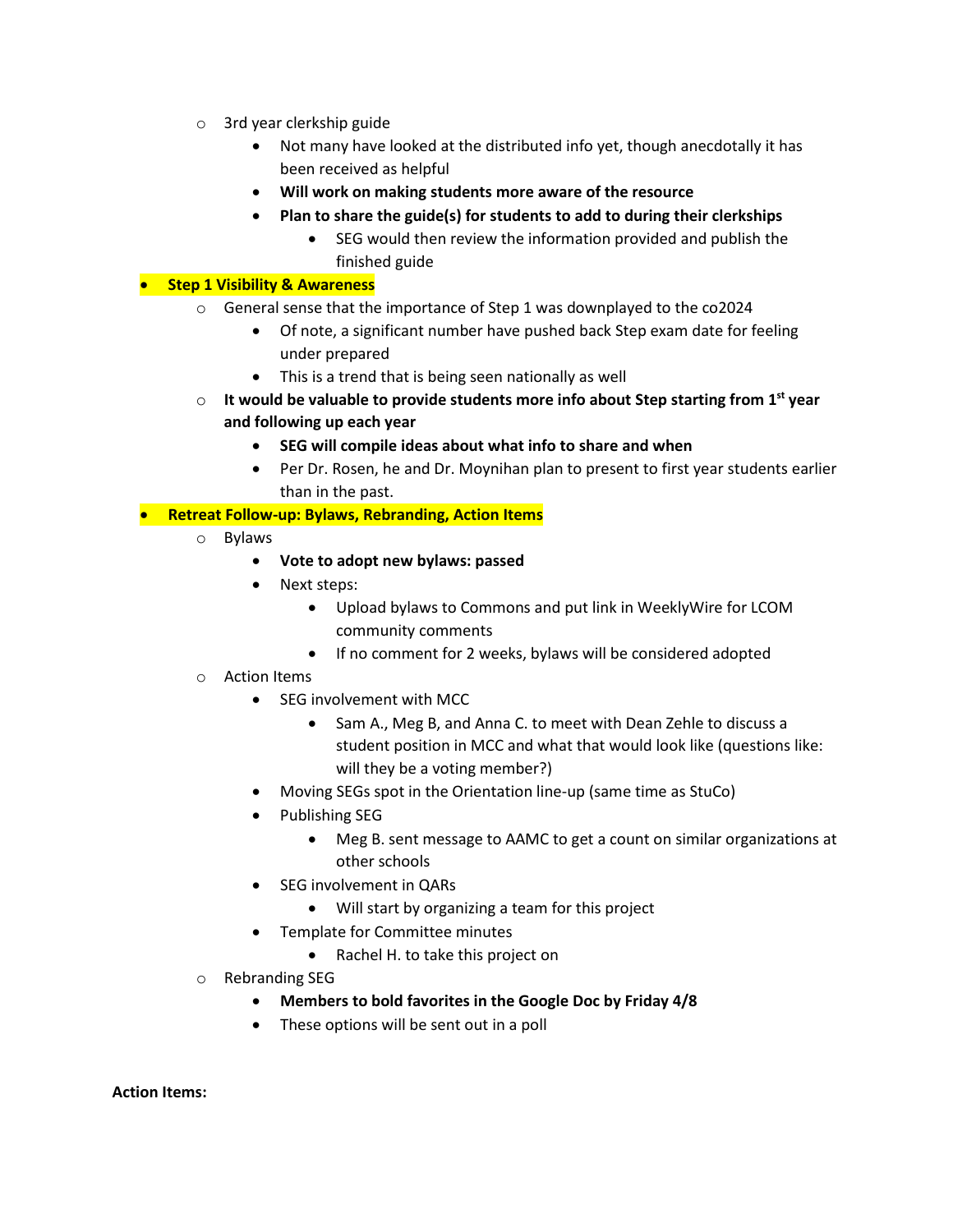- 3rd year clerkship guide
    - Not many have looked at the distributed info yet, though anecdotally it has been received as helpful
    - **Will work on making students more aware of the resource**
    - **Plan to share the guide(s) for students to add to during their clerkships**
        - SEG would then review the information provided and publish the finished guide

- **Step 1 Visibility & Awareness**
    - General sense that the importance of Step 1 was downplayed to the co2024
        - Of note, a significant number have pushed back Step exam date for feeling under prepared
        - This is a trend that is being seen nationally as well
    - **It would be valuable to provide students more info about Step starting from 1st year and following up each year**
        - **SEG will compile ideas about what info to share and when**
        - Per Dr. Rosen, he and Dr. Moynihan plan to present to first year students earlier than in the past.

- **Retreat Follow-up: Bylaws, Rebranding, Action Items**
    - Bylaws
        - **Vote to adopt new bylaws: passed**
        - Next steps:
            - Upload bylaws to Commons and put link in WeeklyWire for LCOM community comments
            - If no comment for 2 weeks, bylaws will be considered adopted
    - Action Items
        - SEG involvement with MCC
            - Sam A., Meg B, and Anna C. to meet with Dean Zehle to discuss a student position in MCC and what that would look like (questions like: will they be a voting member?)
        - Moving SEGs spot in the Orientation line-up (same time as StuCo)
        - Publishing SEG
            - Meg B. sent message to AAMC to get a count on similar organizations at other schools
        - SEG involvement in QARs
            - Will start by organizing a team for this project
        - Template for Committee minutes
            - Rachel H. to take this project on
    - Rebranding SEG
        - **Members to bold favorites in the Google Doc by Friday 4/8**
        - These options will be sent out in a poll

**Action Items:**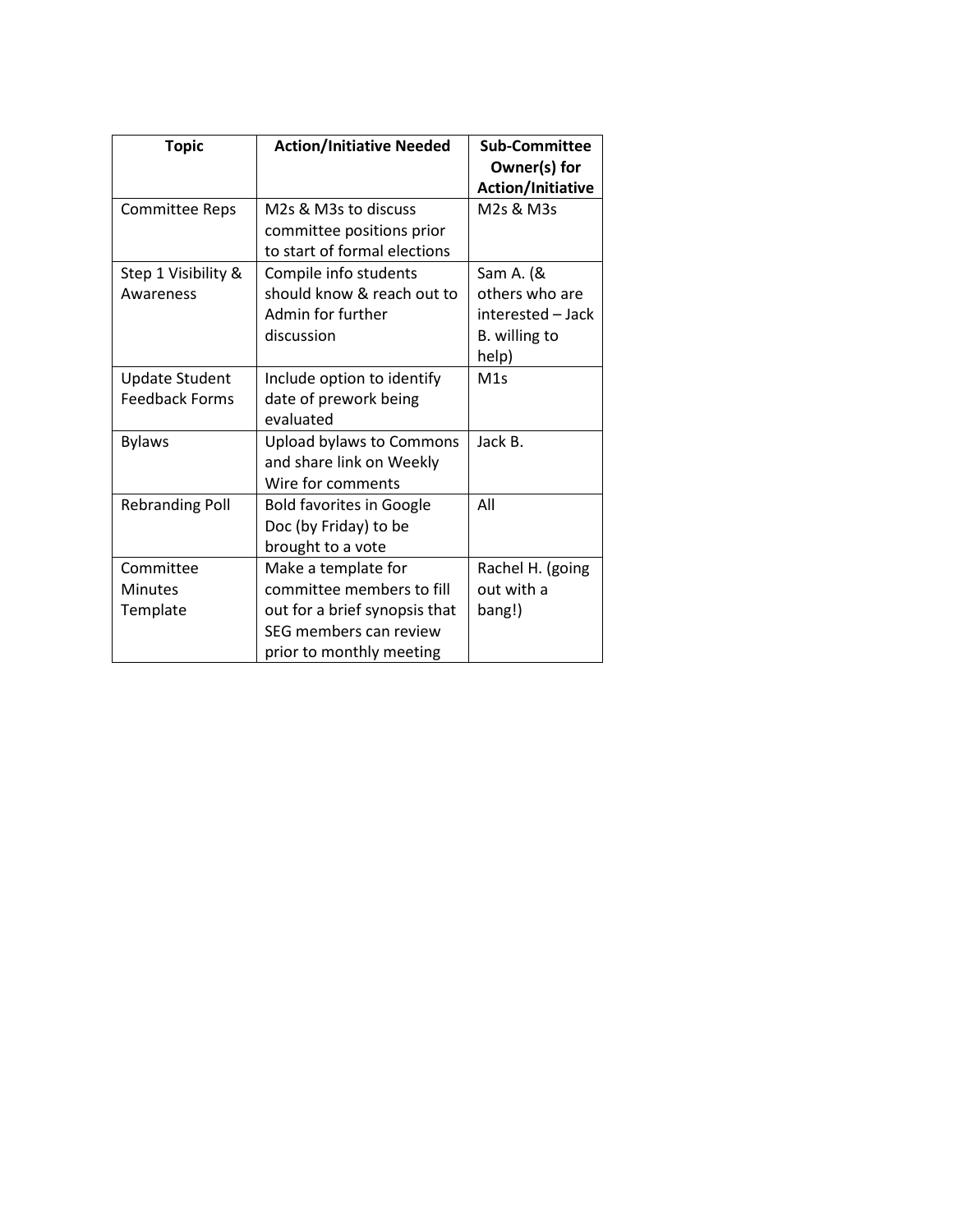| Topic | Action/Initiative Needed | Sub-Committee Owner(s) for Action/Initiative |
|---|---|---|
| Committee Reps | M2s & M3s to discuss committee positions prior to start of formal elections | M2s & M3s |
| Step 1 Visibility & Awareness | Compile info students should know & reach out to Admin for further discussion | Sam A. (& others who are interested – Jack B. willing to help) |
| Update Student Feedback Forms | Include option to identify date of prework being evaluated | M1s |
| Bylaws | Upload bylaws to Commons and share link on Weekly Wire for comments | Jack B. |
| Rebranding Poll | Bold favorites in Google Doc (by Friday) to be brought to a vote | All |
| Committee Minutes Template | Make a template for committee members to fill out for a brief synopsis that SEG members can review prior to monthly meeting | Rachel H. (going out with a bang!) |